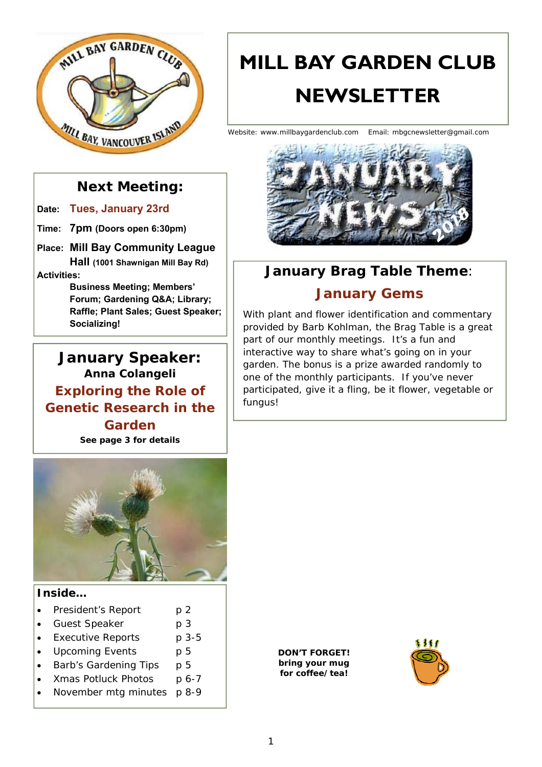# MILL BAY GARDEN CLUB NEWSLETTER

Website: www.millbaygardenclub.com Email: mbgcnewsletter@gmail.com

## Next Meeting:

**Date:** Tues, January 23rd

**Time:** 7pm (Doors open 6:30pm)

**Place:** Mill Bay Community League Hall (1001 Shawnigan Mill Bay Rd)

**Activities:**
Business Meeting; Members' Forum; Gardening Q&A; Library; Raffle; Plant Sales; Guest Speaker; Socializing!

## January Speaker:

**Anna Colangeli**

**Exploring the Role of Genetic Research in the Garden**

**See page 3 for details**

## January Brag Table Theme:

### January Gems

With plant and flower identification and commentary provided by Barb Kohlman, the Brag Table is a great part of our monthly meetings. It's a fun and interactive way to share what's going on in your garden. The bonus is a prize awarded randomly to one of the monthly participants. If you've never participated, give it a fling, be it flower, vegetable or fungus!

### Inside…

- President's Report p 2
- Guest Speaker p 3
- Executive Reports p 3-5
- Upcoming Events p 5
- Barb's Gardening Tips p 5
- Xmas Potluck Photos p 6-7
- November mtg minutes p 8-9

**DON'T FORGET! bring your mug for coffee/tea!**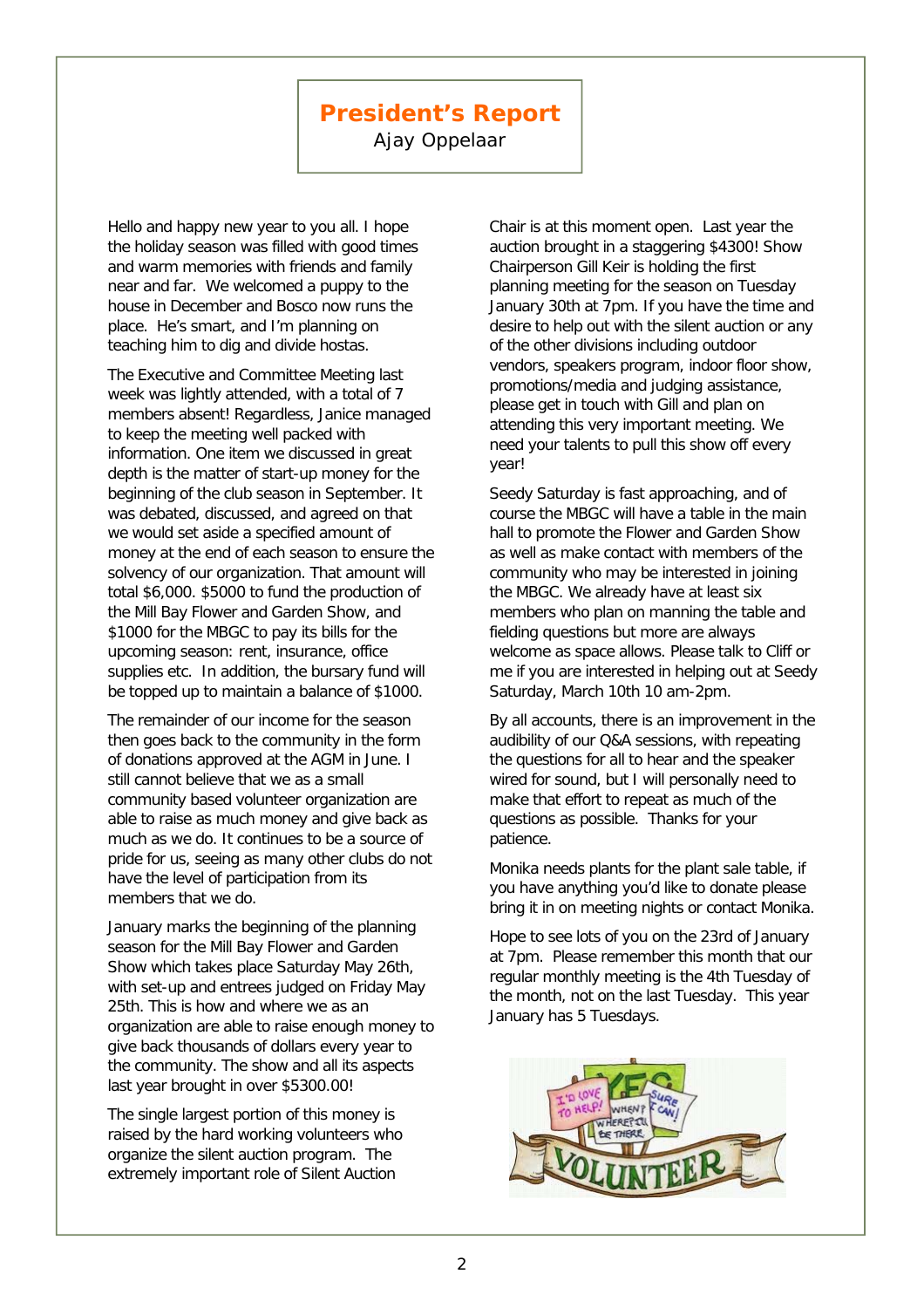## President's Report

Ajay Oppelaar

Hello and happy new year to you all. I hope the holiday season was filled with good times and warm memories with friends and family near and far. We welcomed a puppy to the house in December and Bosco now runs the place. He's smart, and I'm planning on teaching him to dig and divide hostas.

The Executive and Committee Meeting last week was lightly attended, with a total of 7 members absent! Regardless, Janice managed to keep the meeting well packed with information. One item we discussed in great depth is the matter of start-up money for the beginning of the club season in September. It was debated, discussed, and agreed on that we would set aside a specified amount of money at the end of each season to ensure the solvency of our organization. That amount will total $6,000. $5000 to fund the production of the Mill Bay Flower and Garden Show, and $1000 for the MBGC to pay its bills for the upcoming season: rent, insurance, office supplies etc. In addition, the bursary fund will be topped up to maintain a balance of $1000.

The remainder of our income for the season then goes back to the community in the form of donations approved at the AGM in June. I still cannot believe that we as a small community based volunteer organization are able to raise as much money and give back as much as we do. It continues to be a source of pride for us, seeing as many other clubs do not have the level of participation from its members that we do.

January marks the beginning of the planning season for the Mill Bay Flower and Garden Show which takes place Saturday May 26th, with set-up and entrees judged on Friday May 25th. This is how and where we as an organization are able to raise enough money to give back thousands of dollars every year to the community. The show and all its aspects last year brought in over $5300.00!

The single largest portion of this money is raised by the hard working volunteers who organize the silent auction program. The extremely important role of Silent Auction Chair is at this moment open. Last year the auction brought in a staggering $4300! Show Chairperson Gill Keir is holding the first planning meeting for the season on Tuesday January 30th at 7pm. If you have the time and desire to help out with the silent auction or any of the other divisions including outdoor vendors, speakers program, indoor floor show, promotions/media and judging assistance, please get in touch with Gill and plan on attending this very important meeting. We need your talents to pull this show off every year!

Seedy Saturday is fast approaching, and of course the MBGC will have a table in the main hall to promote the Flower and Garden Show as well as make contact with members of the community who may be interested in joining the MBGC. We already have at least six members who plan on manning the table and fielding questions but more are always welcome as space allows. Please talk to Cliff or me if you are interested in helping out at Seedy Saturday, March 10th 10 am-2pm.

By all accounts, there is an improvement in the audibility of our Q&A sessions, with repeating the questions for all to hear and the speaker wired for sound, but I will personally need to make that effort to repeat as much of the questions as possible. Thanks for your patience.

Monika needs plants for the plant sale table, if you have anything you'd like to donate please bring it in on meeting nights or contact Monika.

Hope to see lots of you on the 23rd of January at 7pm. Please remember this month that our regular monthly meeting is the 4th Tuesday of the month, not on the last Tuesday. This year January has 5 Tuesdays.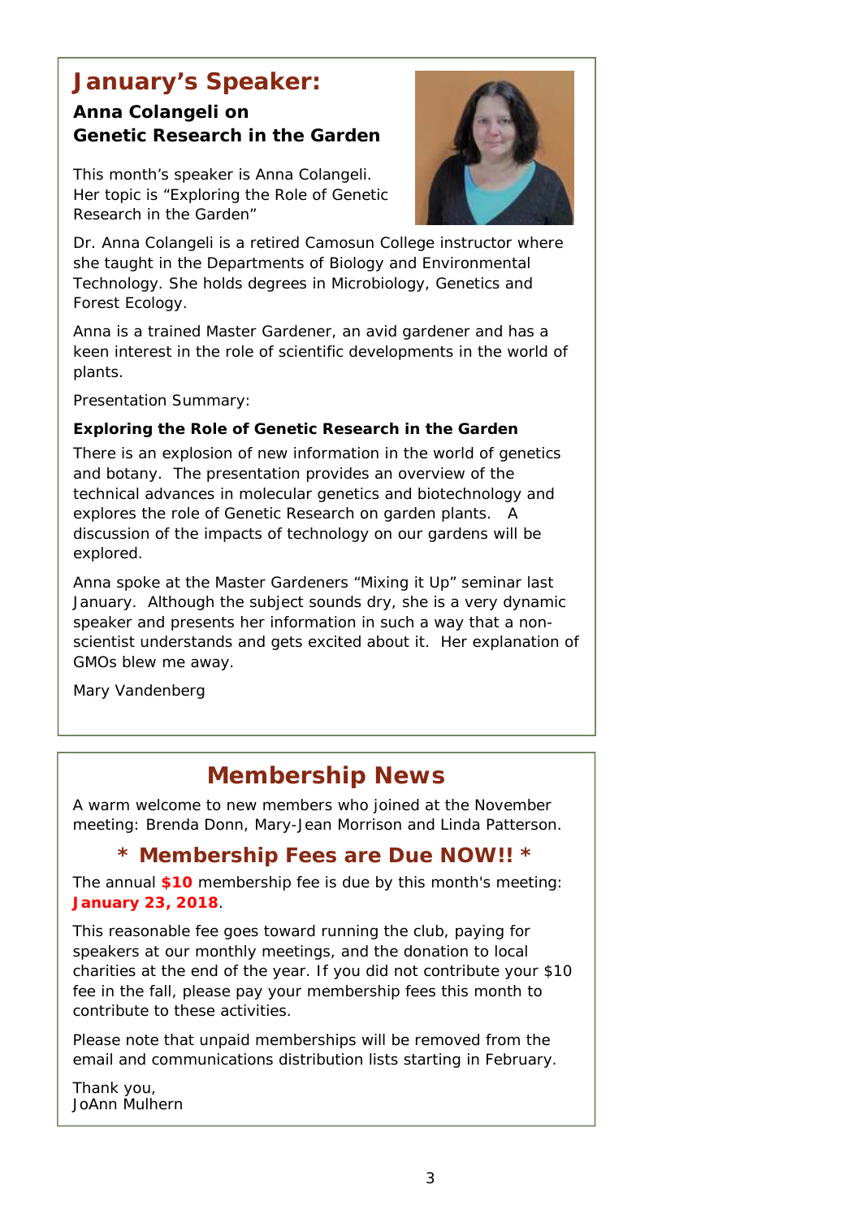## January's Speaker:

**Anna Colangeli on Genetic Research in the Garden**

This month's speaker is Anna Colangeli. Her topic is "Exploring the Role of Genetic Research in the Garden"

Dr. Anna Colangeli is a retired Camosun College instructor where she taught in the Departments of Biology and Environmental Technology. She holds degrees in Microbiology, Genetics and Forest Ecology.

Anna is a trained Master Gardener, an avid gardener and has a keen interest in the role of scientific developments in the world of plants.

Presentation Summary:

**Exploring the Role of Genetic Research in the Garden**

There is an explosion of new information in the world of genetics and botany. The presentation provides an overview of the technical advances in molecular genetics and biotechnology and explores the role of Genetic Research on garden plants. A discussion of the impacts of technology on our gardens will be explored.

Anna spoke at the Master Gardeners "Mixing it Up" seminar last January. Although the subject sounds dry, she is a very dynamic speaker and presents her information in such a way that a non-scientist understands and gets excited about it. Her explanation of GMOs blew me away.

Mary Vandenberg

## Membership News

A warm welcome to new members who joined at the November meeting: Brenda Donn, Mary-Jean Morrison and Linda Patterson.

### * Membership Fees are Due NOW!! *

The annual **$10** membership fee is due by this month's meeting: **January 23, 2018**.

This reasonable fee goes toward running the club, paying for speakers at our monthly meetings, and the donation to local charities at the end of the year. If you did not contribute your $10 fee in the fall, please pay your membership fees this month to contribute to these activities.

Please note that unpaid memberships will be removed from the email and communications distribution lists starting in February.

Thank you,
JoAnn Mulhern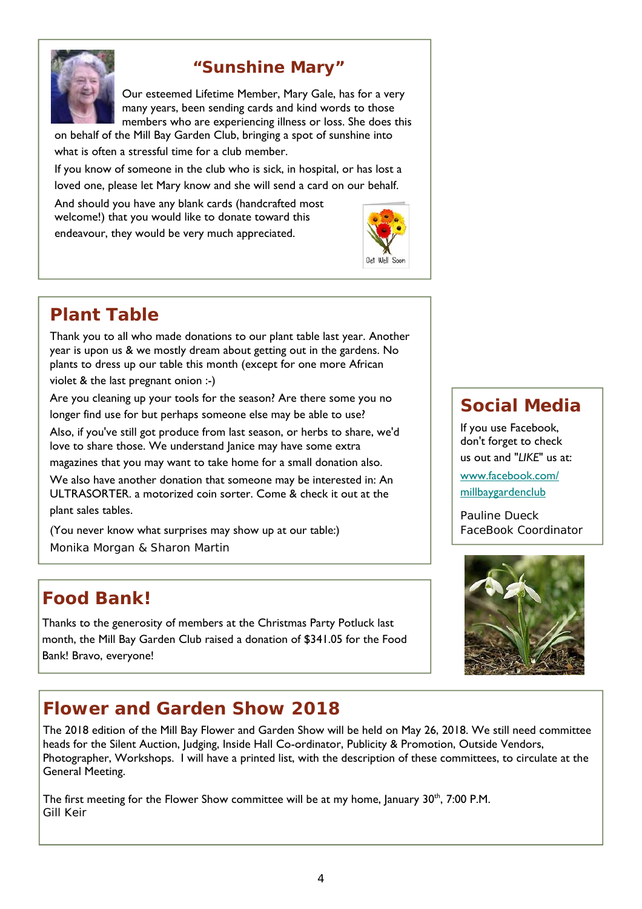## "Sunshine Mary"

Our esteemed Lifetime Member, Mary Gale, has for a very many years, been sending cards and kind words to those members who are experiencing illness or loss. She does this on behalf of the Mill Bay Garden Club, bringing a spot of sunshine into what is often a stressful time for a club member.

If you know of someone in the club who is sick, in hospital, or has lost a loved one, please let Mary know and she will send a card on our behalf.

And should you have any blank cards (handcrafted most welcome!) that you would like to donate toward this endeavour, they would be very much appreciated.

## Plant Table

Thank you to all who made donations to our plant table last year. Another year is upon us & we mostly dream about getting out in the gardens. No plants to dress up our table this month (except for one more African violet & the last pregnant onion :-)

Are you cleaning up your tools for the season? Are there some you no longer find use for but perhaps someone else may be able to use?

Also, if you've still got produce from last season, or herbs to share, we'd love to share those. We understand Janice may have some extra magazines that you may want to take home for a small donation also.

We also have another donation that someone may be interested in: An ULTRASORTER. a motorized coin sorter. Come & check it out at the plant sales tables.

(You never know what surprises may show up at our table:)

Monika Morgan & Sharon Martin

## Social Media

If you use Facebook, don't forget to check us out and "*LIKE*" us at:

www.facebook.com/millbaygardenclub

Pauline Dueck
FaceBook Coordinator

## Food Bank!

Thanks to the generosity of members at the Christmas Party Potluck last month, the Mill Bay Garden Club raised a donation of $341.05 for the Food Bank! Bravo, everyone!

## Flower and Garden Show 2018

The 2018 edition of the Mill Bay Flower and Garden Show will be held on May 26, 2018. We still need committee heads for the Silent Auction, Judging, Inside Hall Co-ordinator, Publicity & Promotion, Outside Vendors, Photographer, Workshops. I will have a printed list, with the description of these committees, to circulate at the General Meeting.

The first meeting for the Flower Show committee will be at my home, January 30th, 7:00 P.M.
Gill Keir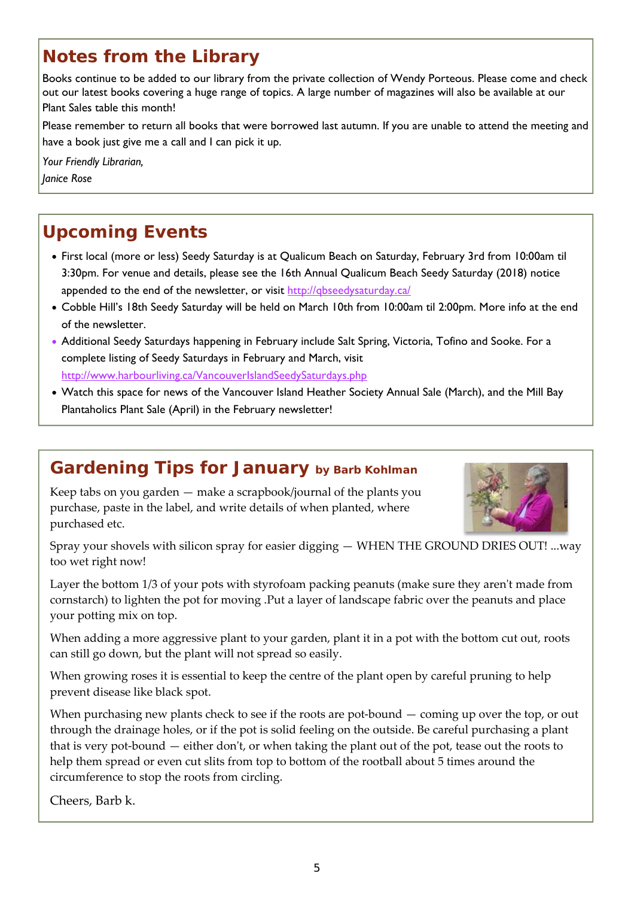## Notes from the Library

Books continue to be added to our library from the private collection of Wendy Porteous. Please come and check out our latest books covering a huge range of topics. A large number of magazines will also be available at our Plant Sales table this month!

Please remember to return all books that were borrowed last autumn. If you are unable to attend the meeting and have a book just give me a call and I can pick it up.

*Your Friendly Librarian,*

*Janice Rose*

## Upcoming Events

- First local (more or less) Seedy Saturday is at Qualicum Beach on Saturday, February 3rd from 10:00am til 3:30pm. For venue and details, please see the 16th Annual Qualicum Beach Seedy Saturday (2018) notice appended to the end of the newsletter, or visit http://qbseedysaturday.ca/
- Cobble Hill's 18th Seedy Saturday will be held on March 10th from 10:00am til 2:00pm. More info at the end of the newsletter.
- Additional Seedy Saturdays happening in February include Salt Spring, Victoria, Tofino and Sooke. For a complete listing of Seedy Saturdays in February and March, visit http://www.harbourliving.ca/VancouverIslandSeedySaturdays.php
- Watch this space for news of the Vancouver Island Heather Society Annual Sale (March), and the Mill Bay Plantaholics Plant Sale (April) in the February newsletter!

## Gardening Tips for January by Barb Kohlman

Keep tabs on you garden — make a scrapbook/journal of the plants you purchase, paste in the label, and write details of when planted, where purchased etc.

Spray your shovels with silicon spray for easier digging — WHEN THE GROUND DRIES OUT! ...way too wet right now!

Layer the bottom 1/3 of your pots with styrofoam packing peanuts (make sure they aren't made from cornstarch) to lighten the pot for moving .Put a layer of landscape fabric over the peanuts and place your potting mix on top.

When adding a more aggressive plant to your garden, plant it in a pot with the bottom cut out, roots can still go down, but the plant will not spread so easily.

When growing roses it is essential to keep the centre of the plant open by careful pruning to help prevent disease like black spot.

When purchasing new plants check to see if the roots are pot-bound — coming up over the top, or out through the drainage holes, or if the pot is solid feeling on the outside. Be careful purchasing a plant that is very pot-bound — either don't, or when taking the plant out of the pot, tease out the roots to help them spread or even cut slits from top to bottom of the rootball about 5 times around the circumference to stop the roots from circling.

Cheers, Barb k.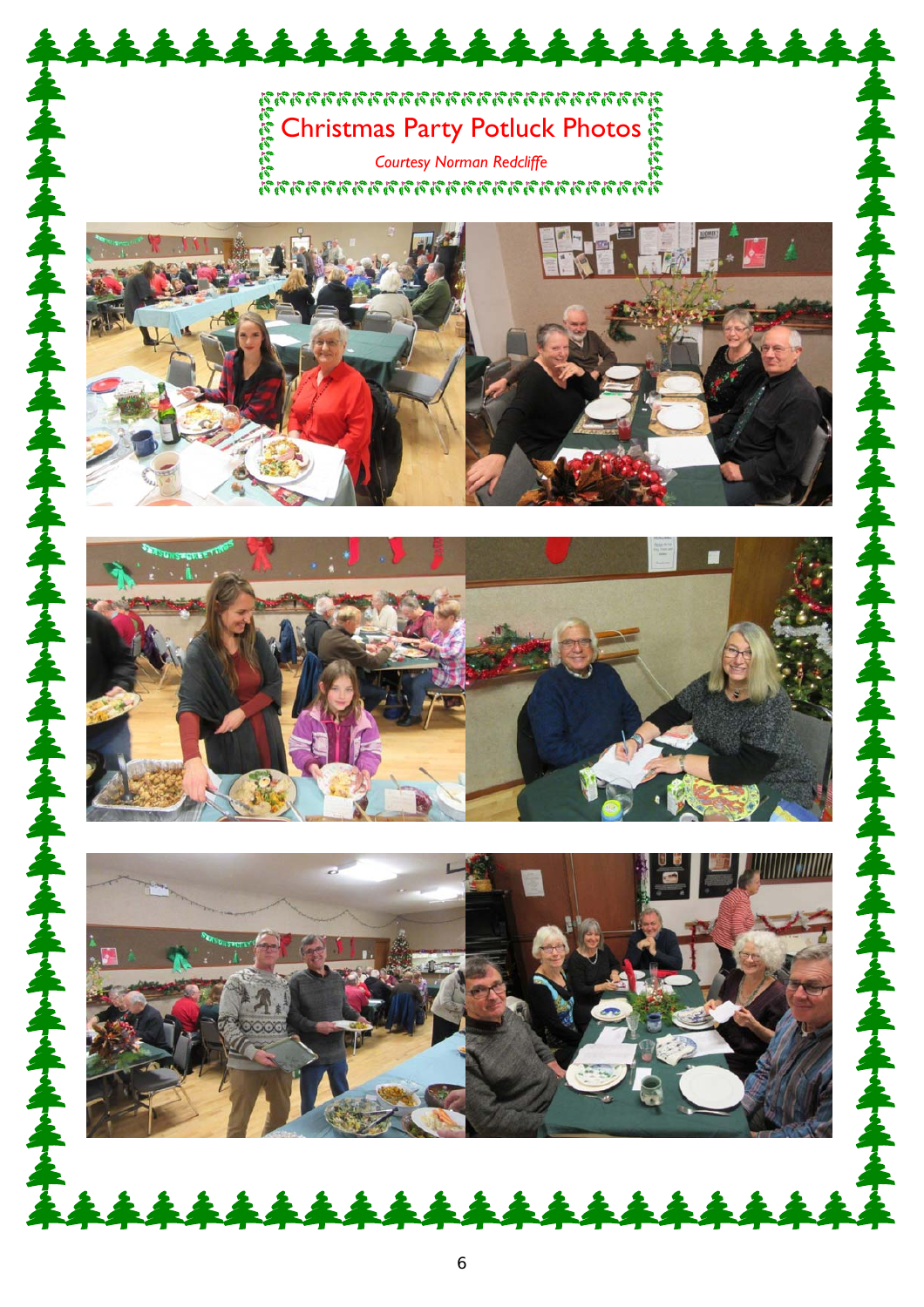# Christmas Party Potluck Photos

*Courtesy Norman Redcliffe*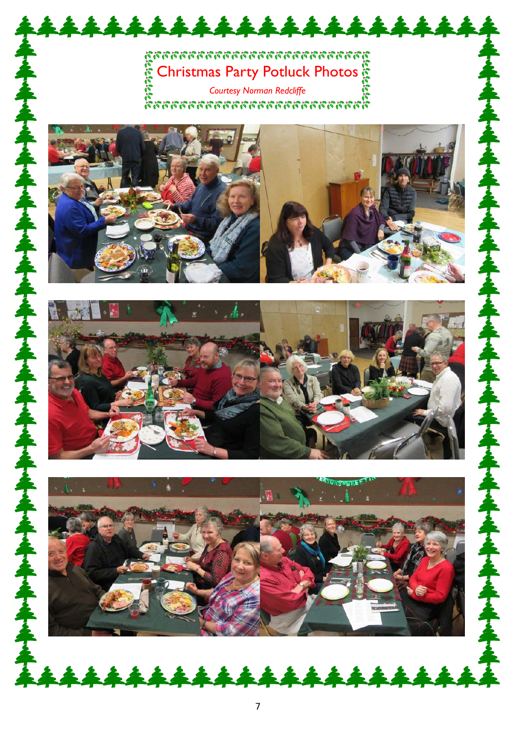# Christmas Party Potluck Photos

*Courtesy Norman Redcliffe*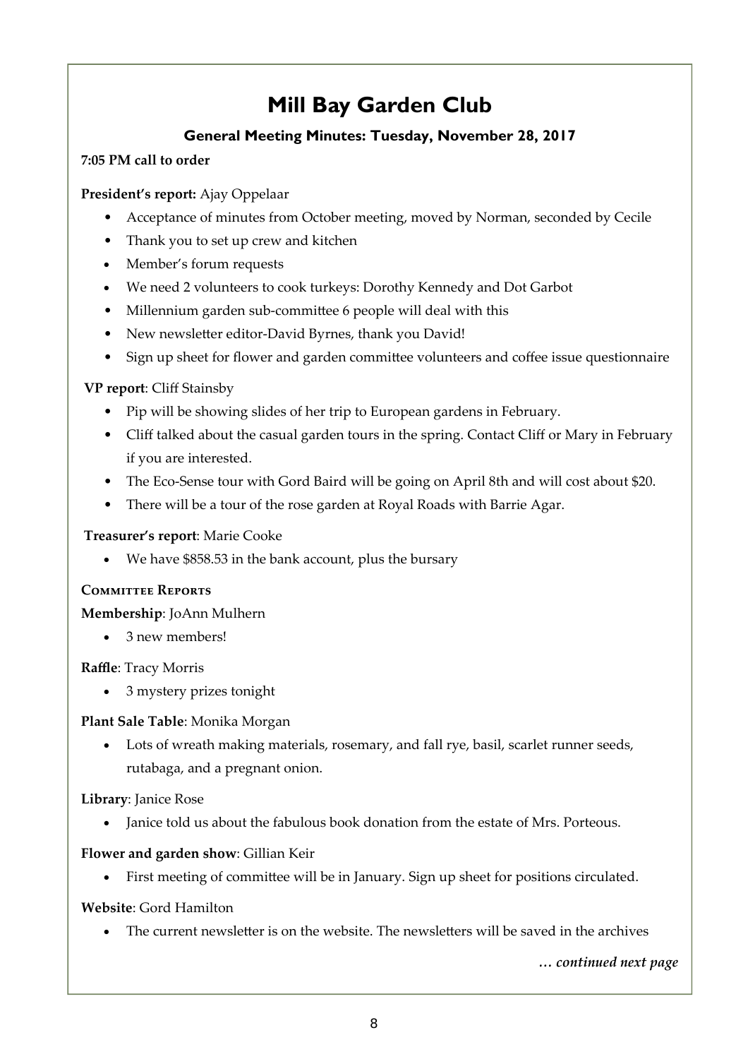# Mill Bay Garden Club

## General Meeting Minutes: Tuesday, November 28, 2017

**7:05 PM call to order**

**President's report:** Ajay Oppelaar

- Acceptance of minutes from October meeting, moved by Norman, seconded by Cecile
- Thank you to set up crew and kitchen
- Member's forum requests
- We need 2 volunteers to cook turkeys: Dorothy Kennedy and Dot Garbot
- Millennium garden sub-committee 6 people will deal with this
- New newsletter editor-David Byrnes, thank you David!
- Sign up sheet for flower and garden committee volunteers and coffee issue questionnaire

**VP report**: Cliff Stainsby

- Pip will be showing slides of her trip to European gardens in February.
- Cliff talked about the casual garden tours in the spring. Contact Cliff or Mary in February if you are interested.
- The Eco-Sense tour with Gord Baird will be going on April 8th and will cost about $20.
- There will be a tour of the rose garden at Royal Roads with Barrie Agar.

**Treasurer's report**: Marie Cooke

- We have $858.53 in the bank account, plus the bursary

### Committee Reports

**Membership**: JoAnn Mulhern

- 3 new members!

**Raffle**: Tracy Morris

- 3 mystery prizes tonight

**Plant Sale Table**: Monika Morgan

- Lots of wreath making materials, rosemary, and fall rye, basil, scarlet runner seeds, rutabaga, and a pregnant onion.

**Library**: Janice Rose

- Janice told us about the fabulous book donation from the estate of Mrs. Porteous.

**Flower and garden show**: Gillian Keir

- First meeting of committee will be in January. Sign up sheet for positions circulated.

**Website**: Gord Hamilton

- The current newsletter is on the website. The newsletters will be saved in the archives

*… continued next page*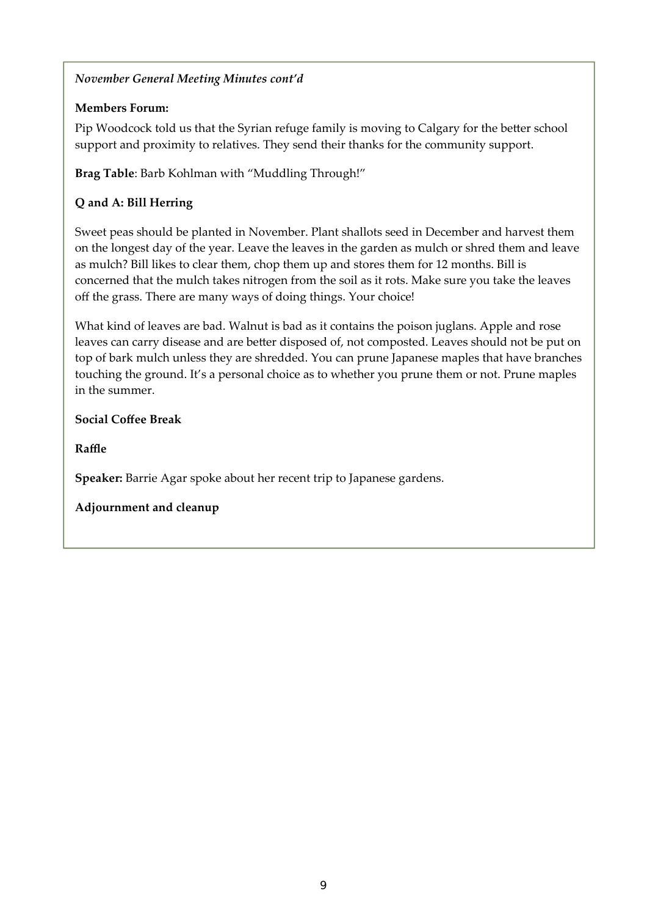*November General Meeting Minutes cont'd*

**Members Forum:**

Pip Woodcock told us that the Syrian refuge family is moving to Calgary for the better school support and proximity to relatives. They send their thanks for the community support.

**Brag Table**: Barb Kohlman with "Muddling Through!"

**Q and A: Bill Herring**

Sweet peas should be planted in November. Plant shallots seed in December and harvest them on the longest day of the year. Leave the leaves in the garden as mulch or shred them and leave as mulch? Bill likes to clear them, chop them up and stores them for 12 months. Bill is concerned that the mulch takes nitrogen from the soil as it rots. Make sure you take the leaves off the grass. There are many ways of doing things. Your choice!

What kind of leaves are bad. Walnut is bad as it contains the poison juglans. Apple and rose leaves can carry disease and are better disposed of, not composted. Leaves should not be put on top of bark mulch unless they are shredded. You can prune Japanese maples that have branches touching the ground. It's a personal choice as to whether you prune them or not. Prune maples in the summer.

**Social Coffee Break**

**Raffle**

**Speaker:** Barrie Agar spoke about her recent trip to Japanese gardens.

**Adjournment and cleanup**